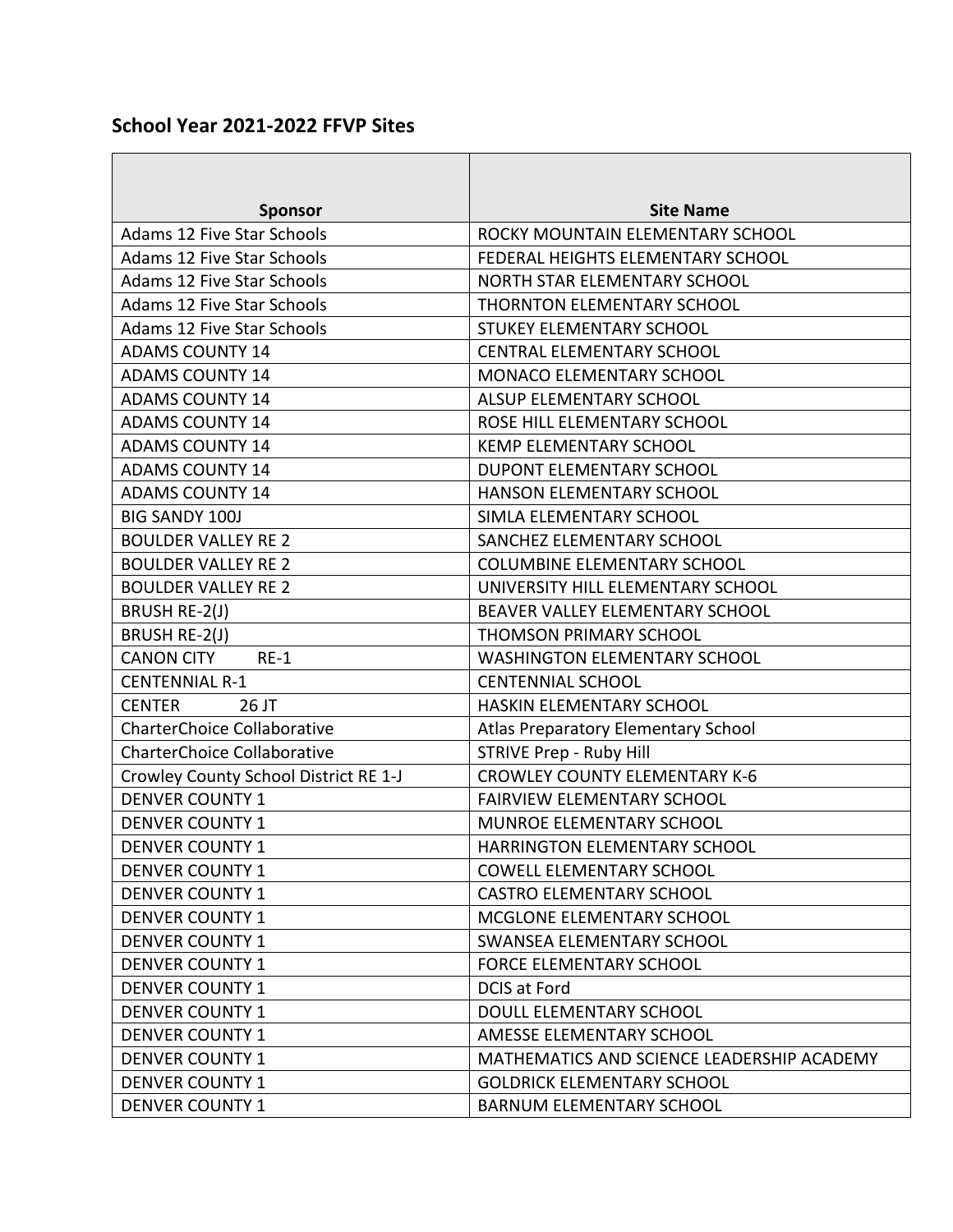## School Year 2021-2022 FFVP Sites

| Sponsor | Site Name |
|---|---|
| Adams 12 Five Star Schools | ROCKY MOUNTAIN ELEMENTARY SCHOOL |
| Adams 12 Five Star Schools | FEDERAL HEIGHTS ELEMENTARY SCHOOL |
| Adams 12 Five Star Schools | NORTH STAR ELEMENTARY SCHOOL |
| Adams 12 Five Star Schools | THORNTON ELEMENTARY SCHOOL |
| Adams 12 Five Star Schools | STUKEY ELEMENTARY SCHOOL |
| ADAMS COUNTY 14 | CENTRAL ELEMENTARY SCHOOL |
| ADAMS COUNTY 14 | MONACO ELEMENTARY SCHOOL |
| ADAMS COUNTY 14 | ALSUP ELEMENTARY SCHOOL |
| ADAMS COUNTY 14 | ROSE HILL ELEMENTARY SCHOOL |
| ADAMS COUNTY 14 | KEMP ELEMENTARY SCHOOL |
| ADAMS COUNTY 14 | DUPONT ELEMENTARY SCHOOL |
| ADAMS COUNTY 14 | HANSON ELEMENTARY SCHOOL |
| BIG SANDY 100J | SIMLA ELEMENTARY SCHOOL |
| BOULDER VALLEY RE 2 | SANCHEZ ELEMENTARY SCHOOL |
| BOULDER VALLEY RE 2 | COLUMBINE ELEMENTARY SCHOOL |
| BOULDER VALLEY RE 2 | UNIVERSITY HILL ELEMENTARY SCHOOL |
| BRUSH RE-2(J) | BEAVER VALLEY ELEMENTARY SCHOOL |
| BRUSH RE-2(J) | THOMSON PRIMARY SCHOOL |
| CANON CITY RE-1 | WASHINGTON ELEMENTARY SCHOOL |
| CENTENNIAL R-1 | CENTENNIAL SCHOOL |
| CENTER 26 JT | HASKIN ELEMENTARY SCHOOL |
| CharterChoice Collaborative | Atlas Preparatory Elementary School |
| CharterChoice Collaborative | STRIVE Prep - Ruby Hill |
| Crowley County School District RE 1-J | CROWLEY COUNTY ELEMENTARY K-6 |
| DENVER COUNTY 1 | FAIRVIEW ELEMENTARY SCHOOL |
| DENVER COUNTY 1 | MUNROE ELEMENTARY SCHOOL |
| DENVER COUNTY 1 | HARRINGTON ELEMENTARY SCHOOL |
| DENVER COUNTY 1 | COWELL ELEMENTARY SCHOOL |
| DENVER COUNTY 1 | CASTRO ELEMENTARY SCHOOL |
| DENVER COUNTY 1 | MCGLONE ELEMENTARY SCHOOL |
| DENVER COUNTY 1 | SWANSEA ELEMENTARY SCHOOL |
| DENVER COUNTY 1 | FORCE ELEMENTARY SCHOOL |
| DENVER COUNTY 1 | DCIS at Ford |
| DENVER COUNTY 1 | DOULL ELEMENTARY SCHOOL |
| DENVER COUNTY 1 | AMESSE ELEMENTARY SCHOOL |
| DENVER COUNTY 1 | MATHEMATICS AND SCIENCE LEADERSHIP ACADEMY |
| DENVER COUNTY 1 | GOLDRICK ELEMENTARY SCHOOL |
| DENVER COUNTY 1 | BARNUM ELEMENTARY SCHOOL |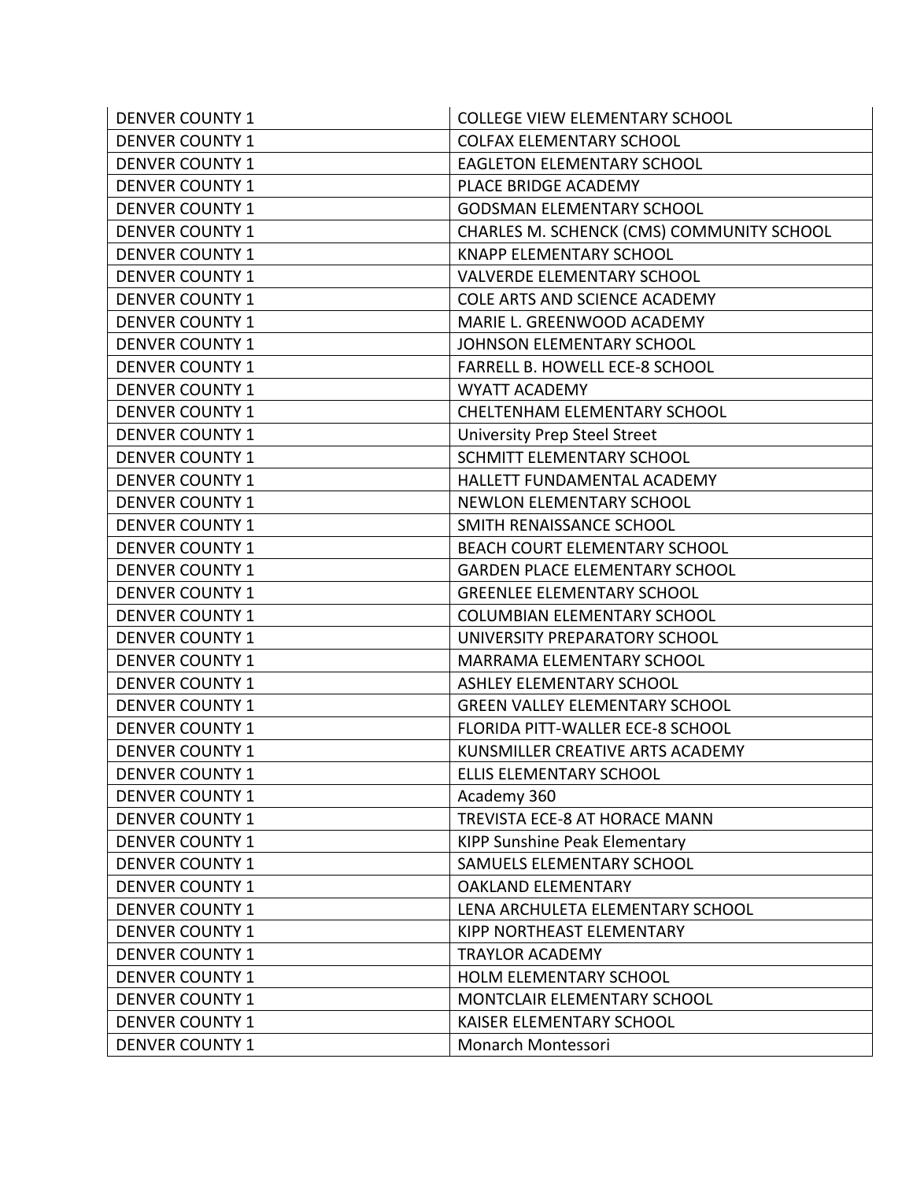| DENVER COUNTY 1 | COLLEGE VIEW ELEMENTARY SCHOOL |
|---|---|
| DENVER COUNTY 1 | COLFAX ELEMENTARY SCHOOL |
| DENVER COUNTY 1 | EAGLETON ELEMENTARY SCHOOL |
| DENVER COUNTY 1 | PLACE BRIDGE ACADEMY |
| DENVER COUNTY 1 | GODSMAN ELEMENTARY SCHOOL |
| DENVER COUNTY 1 | CHARLES M. SCHENCK (CMS) COMMUNITY SCHOOL |
| DENVER COUNTY 1 | KNAPP ELEMENTARY SCHOOL |
| DENVER COUNTY 1 | VALVERDE ELEMENTARY SCHOOL |
| DENVER COUNTY 1 | COLE ARTS AND SCIENCE ACADEMY |
| DENVER COUNTY 1 | MARIE L. GREENWOOD ACADEMY |
| DENVER COUNTY 1 | JOHNSON ELEMENTARY SCHOOL |
| DENVER COUNTY 1 | FARRELL B. HOWELL ECE-8 SCHOOL |
| DENVER COUNTY 1 | WYATT ACADEMY |
| DENVER COUNTY 1 | CHELTENHAM ELEMENTARY SCHOOL |
| DENVER COUNTY 1 | University Prep Steel Street |
| DENVER COUNTY 1 | SCHMITT ELEMENTARY SCHOOL |
| DENVER COUNTY 1 | HALLETT FUNDAMENTAL ACADEMY |
| DENVER COUNTY 1 | NEWLON ELEMENTARY SCHOOL |
| DENVER COUNTY 1 | SMITH RENAISSANCE SCHOOL |
| DENVER COUNTY 1 | BEACH COURT ELEMENTARY SCHOOL |
| DENVER COUNTY 1 | GARDEN PLACE ELEMENTARY SCHOOL |
| DENVER COUNTY 1 | GREENLEE ELEMENTARY SCHOOL |
| DENVER COUNTY 1 | COLUMBIAN ELEMENTARY SCHOOL |
| DENVER COUNTY 1 | UNIVERSITY PREPARATORY SCHOOL |
| DENVER COUNTY 1 | MARRAMA ELEMENTARY SCHOOL |
| DENVER COUNTY 1 | ASHLEY ELEMENTARY SCHOOL |
| DENVER COUNTY 1 | GREEN VALLEY ELEMENTARY SCHOOL |
| DENVER COUNTY 1 | FLORIDA PITT-WALLER ECE-8 SCHOOL |
| DENVER COUNTY 1 | KUNSMILLER CREATIVE ARTS ACADEMY |
| DENVER COUNTY 1 | ELLIS ELEMENTARY SCHOOL |
| DENVER COUNTY 1 | Academy 360 |
| DENVER COUNTY 1 | TREVISTA ECE-8 AT HORACE MANN |
| DENVER COUNTY 1 | KIPP Sunshine Peak Elementary |
| DENVER COUNTY 1 | SAMUELS ELEMENTARY SCHOOL |
| DENVER COUNTY 1 | OAKLAND ELEMENTARY |
| DENVER COUNTY 1 | LENA ARCHULETA ELEMENTARY SCHOOL |
| DENVER COUNTY 1 | KIPP NORTHEAST ELEMENTARY |
| DENVER COUNTY 1 | TRAYLOR ACADEMY |
| DENVER COUNTY 1 | HOLM ELEMENTARY SCHOOL |
| DENVER COUNTY 1 | MONTCLAIR ELEMENTARY SCHOOL |
| DENVER COUNTY 1 | KAISER ELEMENTARY SCHOOL |
| DENVER COUNTY 1 | Monarch Montessori |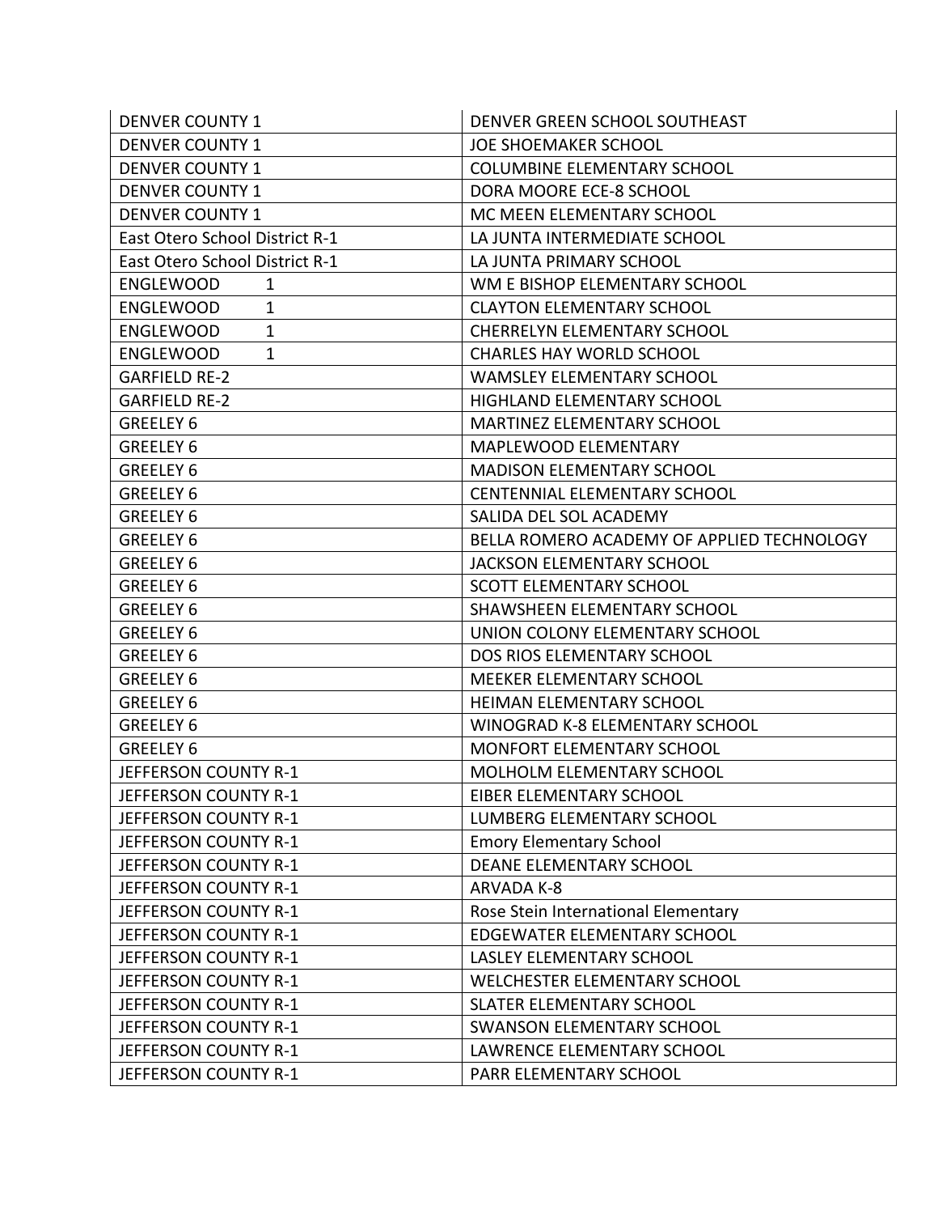| | |
|---|---|
| DENVER COUNTY 1 | DENVER GREEN SCHOOL SOUTHEAST |
| DENVER COUNTY 1 | JOE SHOEMAKER SCHOOL |
| DENVER COUNTY 1 | COLUMBINE ELEMENTARY SCHOOL |
| DENVER COUNTY 1 | DORA MOORE ECE-8 SCHOOL |
| DENVER COUNTY 1 | MC MEEN ELEMENTARY SCHOOL |
| East Otero School District R-1 | LA JUNTA INTERMEDIATE SCHOOL |
| East Otero School District R-1 | LA JUNTA PRIMARY SCHOOL |
| ENGLEWOOD 1 | WM E BISHOP ELEMENTARY SCHOOL |
| ENGLEWOOD 1 | CLAYTON ELEMENTARY SCHOOL |
| ENGLEWOOD 1 | CHERRELYN ELEMENTARY SCHOOL |
| ENGLEWOOD 1 | CHARLES HAY WORLD SCHOOL |
| GARFIELD RE-2 | WAMSLEY ELEMENTARY SCHOOL |
| GARFIELD RE-2 | HIGHLAND ELEMENTARY SCHOOL |
| GREELEY 6 | MARTINEZ ELEMENTARY SCHOOL |
| GREELEY 6 | MAPLEWOOD ELEMENTARY |
| GREELEY 6 | MADISON ELEMENTARY SCHOOL |
| GREELEY 6 | CENTENNIAL ELEMENTARY SCHOOL |
| GREELEY 6 | SALIDA DEL SOL ACADEMY |
| GREELEY 6 | BELLA ROMERO ACADEMY OF APPLIED TECHNOLOGY |
| GREELEY 6 | JACKSON ELEMENTARY SCHOOL |
| GREELEY 6 | SCOTT ELEMENTARY SCHOOL |
| GREELEY 6 | SHAWSHEEN ELEMENTARY SCHOOL |
| GREELEY 6 | UNION COLONY ELEMENTARY SCHOOL |
| GREELEY 6 | DOS RIOS ELEMENTARY SCHOOL |
| GREELEY 6 | MEEKER ELEMENTARY SCHOOL |
| GREELEY 6 | HEIMAN ELEMENTARY SCHOOL |
| GREELEY 6 | WINOGRAD K-8 ELEMENTARY SCHOOL |
| GREELEY 6 | MONFORT ELEMENTARY SCHOOL |
| JEFFERSON COUNTY R-1 | MOLHOLM ELEMENTARY SCHOOL |
| JEFFERSON COUNTY R-1 | EIBER ELEMENTARY SCHOOL |
| JEFFERSON COUNTY R-1 | LUMBERG ELEMENTARY SCHOOL |
| JEFFERSON COUNTY R-1 | Emory Elementary School |
| JEFFERSON COUNTY R-1 | DEANE ELEMENTARY SCHOOL |
| JEFFERSON COUNTY R-1 | ARVADA K-8 |
| JEFFERSON COUNTY R-1 | Rose Stein International Elementary |
| JEFFERSON COUNTY R-1 | EDGEWATER ELEMENTARY SCHOOL |
| JEFFERSON COUNTY R-1 | LASLEY ELEMENTARY SCHOOL |
| JEFFERSON COUNTY R-1 | WELCHESTER ELEMENTARY SCHOOL |
| JEFFERSON COUNTY R-1 | SLATER ELEMENTARY SCHOOL |
| JEFFERSON COUNTY R-1 | SWANSON ELEMENTARY SCHOOL |
| JEFFERSON COUNTY R-1 | LAWRENCE ELEMENTARY SCHOOL |
| JEFFERSON COUNTY R-1 | PARR ELEMENTARY SCHOOL |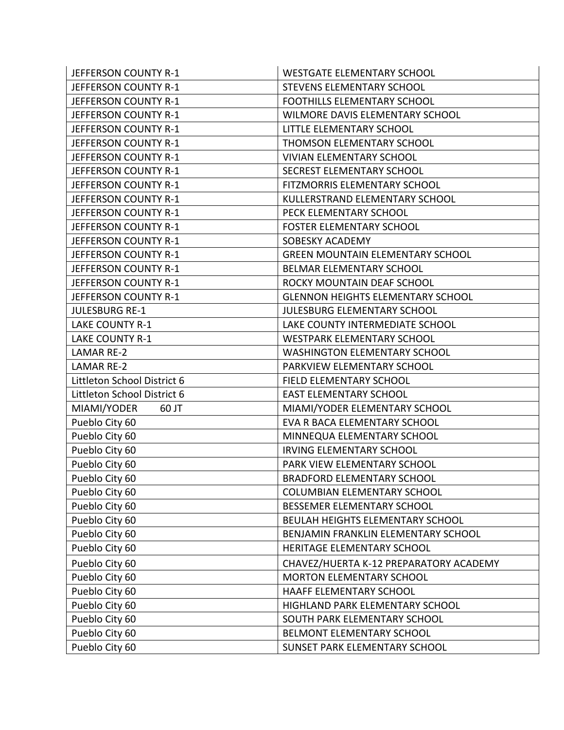| JEFFERSON COUNTY R-1 | WESTGATE ELEMENTARY SCHOOL |
|---|---|
| JEFFERSON COUNTY R-1 | STEVENS ELEMENTARY SCHOOL |
| JEFFERSON COUNTY R-1 | FOOTHILLS ELEMENTARY SCHOOL |
| JEFFERSON COUNTY R-1 | WILMORE DAVIS ELEMENTARY SCHOOL |
| JEFFERSON COUNTY R-1 | LITTLE ELEMENTARY SCHOOL |
| JEFFERSON COUNTY R-1 | THOMSON ELEMENTARY SCHOOL |
| JEFFERSON COUNTY R-1 | VIVIAN ELEMENTARY SCHOOL |
| JEFFERSON COUNTY R-1 | SECREST ELEMENTARY SCHOOL |
| JEFFERSON COUNTY R-1 | FITZMORRIS ELEMENTARY SCHOOL |
| JEFFERSON COUNTY R-1 | KULLERSTRAND ELEMENTARY SCHOOL |
| JEFFERSON COUNTY R-1 | PECK ELEMENTARY SCHOOL |
| JEFFERSON COUNTY R-1 | FOSTER ELEMENTARY SCHOOL |
| JEFFERSON COUNTY R-1 | SOBESKY ACADEMY |
| JEFFERSON COUNTY R-1 | GREEN MOUNTAIN ELEMENTARY SCHOOL |
| JEFFERSON COUNTY R-1 | BELMAR ELEMENTARY SCHOOL |
| JEFFERSON COUNTY R-1 | ROCKY MOUNTAIN DEAF SCHOOL |
| JEFFERSON COUNTY R-1 | GLENNON HEIGHTS ELEMENTARY SCHOOL |
| JULESBURG RE-1 | JULESBURG ELEMENTARY SCHOOL |
| LAKE COUNTY R-1 | LAKE COUNTY INTERMEDIATE SCHOOL |
| LAKE COUNTY R-1 | WESTPARK ELEMENTARY SCHOOL |
| LAMAR RE-2 | WASHINGTON ELEMENTARY SCHOOL |
| LAMAR RE-2 | PARKVIEW ELEMENTARY SCHOOL |
| Littleton School District 6 | FIELD ELEMENTARY SCHOOL |
| Littleton School District 6 | EAST ELEMENTARY SCHOOL |
| MIAMI/YODER 60 JT | MIAMI/YODER ELEMENTARY SCHOOL |
| Pueblo City 60 | EVA R BACA ELEMENTARY SCHOOL |
| Pueblo City 60 | MINNEQUA ELEMENTARY SCHOOL |
| Pueblo City 60 | IRVING ELEMENTARY SCHOOL |
| Pueblo City 60 | PARK VIEW ELEMENTARY SCHOOL |
| Pueblo City 60 | BRADFORD ELEMENTARY SCHOOL |
| Pueblo City 60 | COLUMBIAN ELEMENTARY SCHOOL |
| Pueblo City 60 | BESSEMER ELEMENTARY SCHOOL |
| Pueblo City 60 | BEULAH HEIGHTS ELEMENTARY SCHOOL |
| Pueblo City 60 | BENJAMIN FRANKLIN ELEMENTARY SCHOOL |
| Pueblo City 60 | HERITAGE ELEMENTARY SCHOOL |
| Pueblo City 60 | CHAVEZ/HUERTA K-12 PREPARATORY ACADEMY |
| Pueblo City 60 | MORTON ELEMENTARY SCHOOL |
| Pueblo City 60 | HAAFF ELEMENTARY SCHOOL |
| Pueblo City 60 | HIGHLAND PARK ELEMENTARY SCHOOL |
| Pueblo City 60 | SOUTH PARK ELEMENTARY SCHOOL |
| Pueblo City 60 | BELMONT ELEMENTARY SCHOOL |
| Pueblo City 60 | SUNSET PARK ELEMENTARY SCHOOL |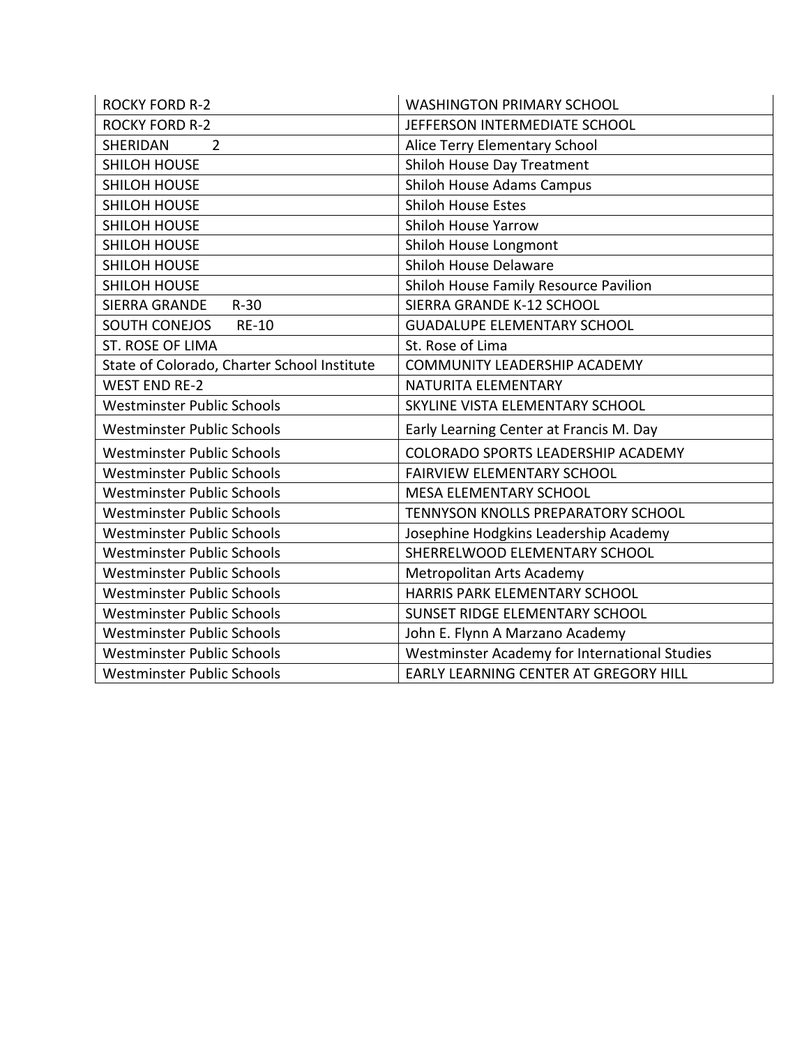| | |
|---|---|
| ROCKY FORD R-2 | WASHINGTON PRIMARY SCHOOL |
| ROCKY FORD R-2 | JEFFERSON INTERMEDIATE SCHOOL |
| SHERIDAN 2 | Alice Terry Elementary School |
| SHILOH HOUSE | Shiloh House Day Treatment |
| SHILOH HOUSE | Shiloh House Adams Campus |
| SHILOH HOUSE | Shiloh House Estes |
| SHILOH HOUSE | Shiloh House Yarrow |
| SHILOH HOUSE | Shiloh House Longmont |
| SHILOH HOUSE | Shiloh House Delaware |
| SHILOH HOUSE | Shiloh House Family Resource Pavilion |
| SIERRA GRANDE R-30 | SIERRA GRANDE K-12 SCHOOL |
| SOUTH CONEJOS RE-10 | GUADALUPE ELEMENTARY SCHOOL |
| ST. ROSE OF LIMA | St. Rose of Lima |
| State of Colorado, Charter School Institute | COMMUNITY LEADERSHIP ACADEMY |
| WEST END RE-2 | NATURITA ELEMENTARY |
| Westminster Public Schools | SKYLINE VISTA ELEMENTARY SCHOOL |
| Westminster Public Schools | Early Learning Center at Francis M. Day |
| Westminster Public Schools | COLORADO SPORTS LEADERSHIP ACADEMY |
| Westminster Public Schools | FAIRVIEW ELEMENTARY SCHOOL |
| Westminster Public Schools | MESA ELEMENTARY SCHOOL |
| Westminster Public Schools | TENNYSON KNOLLS PREPARATORY SCHOOL |
| Westminster Public Schools | Josephine Hodgkins Leadership Academy |
| Westminster Public Schools | SHERRELWOOD ELEMENTARY SCHOOL |
| Westminster Public Schools | Metropolitan Arts Academy |
| Westminster Public Schools | HARRIS PARK ELEMENTARY SCHOOL |
| Westminster Public Schools | SUNSET RIDGE ELEMENTARY SCHOOL |
| Westminster Public Schools | John E. Flynn A Marzano Academy |
| Westminster Public Schools | Westminster Academy for International Studies |
| Westminster Public Schools | EARLY LEARNING CENTER AT GREGORY HILL |